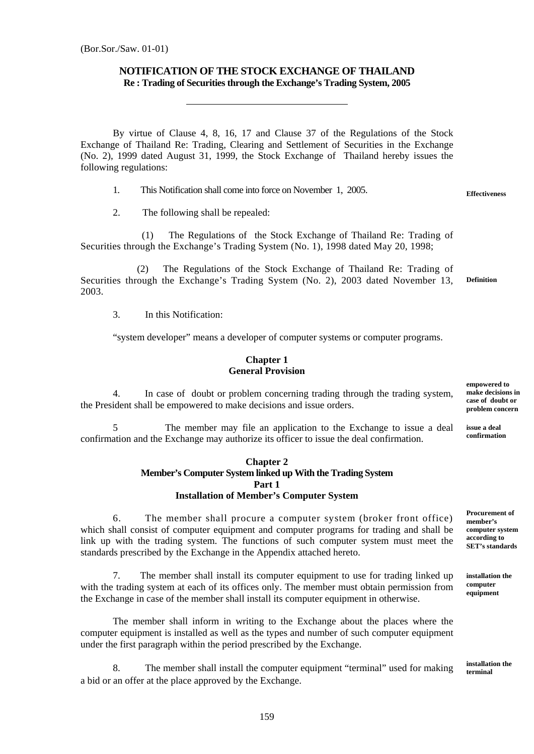(Bor.Sor./Saw. 01-01)

# NOTIFICATION OF THE STOCK EXCHANGE OF THAILAND

**Re : Trading of Securities through the Exchange's Trading System, 2005**

---

By virtue of Clause 4, 8, 16, 17 and Clause 37 of the Regulations of the Stock Exchange of Thailand Re: Trading, Clearing and Settlement of Securities in the Exchange (No. 2), 1999 dated August 31, 1999, the Stock Exchange of Thailand hereby issues the following regulations:

**Effectiveness**

1. This Notification shall come into force on November 1, 2005.

2. The following shall be repealed:

(1) The Regulations of the Stock Exchange of Thailand Re: Trading of Securities through the Exchange's Trading System (No. 1), 1998 dated May 20, 1998;

(2) The Regulations of the Stock Exchange of Thailand Re: Trading of Securities through the Exchange's Trading System (No. 2), 2003 dated November 13, 2003.

**Definition**

3. In this Notification:

"system developer" means a developer of computer systems or computer programs.

## Chapter 1
## General Provision

**empowered to make decisions in case of doubt or problem concern**

4. In case of doubt or problem concerning trading through the trading system, the President shall be empowered to make decisions and issue orders.

**issue a deal confirmation**

5 The member may file an application to the Exchange to issue a deal confirmation and the Exchange may authorize its officer to issue the deal confirmation.

## Chapter 2
## Member's Computer System linked up With the Trading System
### Part 1
### Installation of Member's Computer System

**Procurement of member's computer system according to SET's standards**

6. The member shall procure a computer system (broker front office) which shall consist of computer equipment and computer programs for trading and shall be link up with the trading system. The functions of such computer system must meet the standards prescribed by the Exchange in the Appendix attached hereto.

**installation the computer equipment**

7. The member shall install its computer equipment to use for trading linked up with the trading system at each of its offices only. The member must obtain permission from the Exchange in case of the member shall install its computer equipment in otherwise.

The member shall inform in writing to the Exchange about the places where the computer equipment is installed as well as the types and number of such computer equipment under the first paragraph within the period prescribed by the Exchange.

**installation the terminal**

8. The member shall install the computer equipment "terminal" used for making a bid or an offer at the place approved by the Exchange.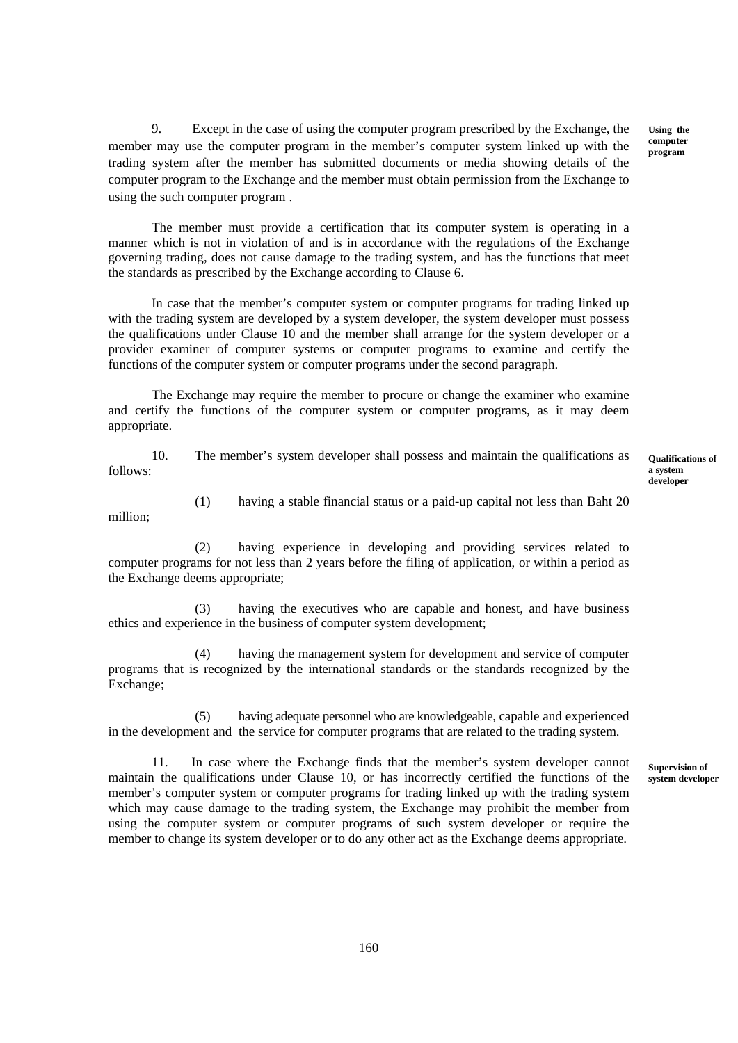9. Except in the case of using the computer program prescribed by the Exchange, the member may use the computer program in the member's computer system linked up with the trading system after the member has submitted documents or media showing details of the computer program to the Exchange and the member must obtain permission from the Exchange to using the such computer program .

**Using the computer program**

The member must provide a certification that its computer system is operating in a manner which is not in violation of and is in accordance with the regulations of the Exchange governing trading, does not cause damage to the trading system, and has the functions that meet the standards as prescribed by the Exchange according to Clause 6.

In case that the member's computer system or computer programs for trading linked up with the trading system are developed by a system developer, the system developer must possess the qualifications under Clause 10 and the member shall arrange for the system developer or a provider examiner of computer systems or computer programs to examine and certify the functions of the computer system or computer programs under the second paragraph.

The Exchange may require the member to procure or change the examiner who examine and certify the functions of the computer system or computer programs, as it may deem appropriate.

10. The member's system developer shall possess and maintain the qualifications as follows:

**Qualifications of a system developer**

(1) having a stable financial status or a paid-up capital not less than Baht 20 million;

(2) having experience in developing and providing services related to computer programs for not less than 2 years before the filing of application, or within a period as the Exchange deems appropriate;

(3) having the executives who are capable and honest, and have business ethics and experience in the business of computer system development;

(4) having the management system for development and service of computer programs that is recognized by the international standards or the standards recognized by the Exchange;

(5) having adequate personnel who are knowledgeable, capable and experienced in the development and the service for computer programs that are related to the trading system.

11. In case where the Exchange finds that the member's system developer cannot maintain the qualifications under Clause 10, or has incorrectly certified the functions of the member's computer system or computer programs for trading linked up with the trading system which may cause damage to the trading system, the Exchange may prohibit the member from using the computer system or computer programs of such system developer or require the member to change its system developer or to do any other act as the Exchange deems appropriate.

**Supervision of system developer**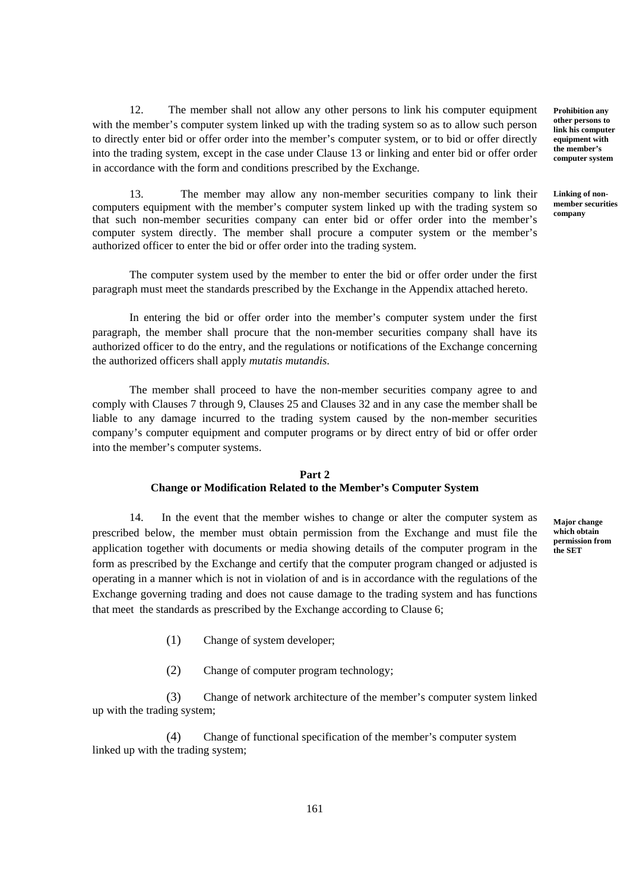12. The member shall not allow any other persons to link his computer equipment with the member's computer system linked up with the trading system so as to allow such person to directly enter bid or offer order into the member's computer system, or to bid or offer directly into the trading system, except in the case under Clause 13 or linking and enter bid or offer order in accordance with the form and conditions prescribed by the Exchange.

**Prohibition any other persons to link his computer equipment with the member's computer system**

13. The member may allow any non-member securities company to link their computers equipment with the member's computer system linked up with the trading system so that such non-member securities company can enter bid or offer order into the member's computer system directly. The member shall procure a computer system or the member's authorized officer to enter the bid or offer order into the trading system.

**Linking of non-member securities company**

The computer system used by the member to enter the bid or offer order under the first paragraph must meet the standards prescribed by the Exchange in the Appendix attached hereto.

In entering the bid or offer order into the member's computer system under the first paragraph, the member shall procure that the non-member securities company shall have its authorized officer to do the entry, and the regulations or notifications of the Exchange concerning the authorized officers shall apply *mutatis mutandis*.

The member shall proceed to have the non-member securities company agree to and comply with Clauses 7 through 9, Clauses 25 and Clauses 32 and in any case the member shall be liable to any damage incurred to the trading system caused by the non-member securities company's computer equipment and computer programs or by direct entry of bid or offer order into the member's computer systems.

## Part 2
## Change or Modification Related to the Member's Computer System

14. In the event that the member wishes to change or alter the computer system as prescribed below, the member must obtain permission from the Exchange and must file the application together with documents or media showing details of the computer program in the form as prescribed by the Exchange and certify that the computer program changed or adjusted is operating in a manner which is not in violation of and is in accordance with the regulations of the Exchange governing trading and does not cause damage to the trading system and has functions that meet the standards as prescribed by the Exchange according to Clause 6;

**Major change which obtain permission from the SET**

(1) Change of system developer;

(2) Change of computer program technology;

(3) Change of network architecture of the member's computer system linked up with the trading system;

(4) Change of functional specification of the member's computer system linked up with the trading system;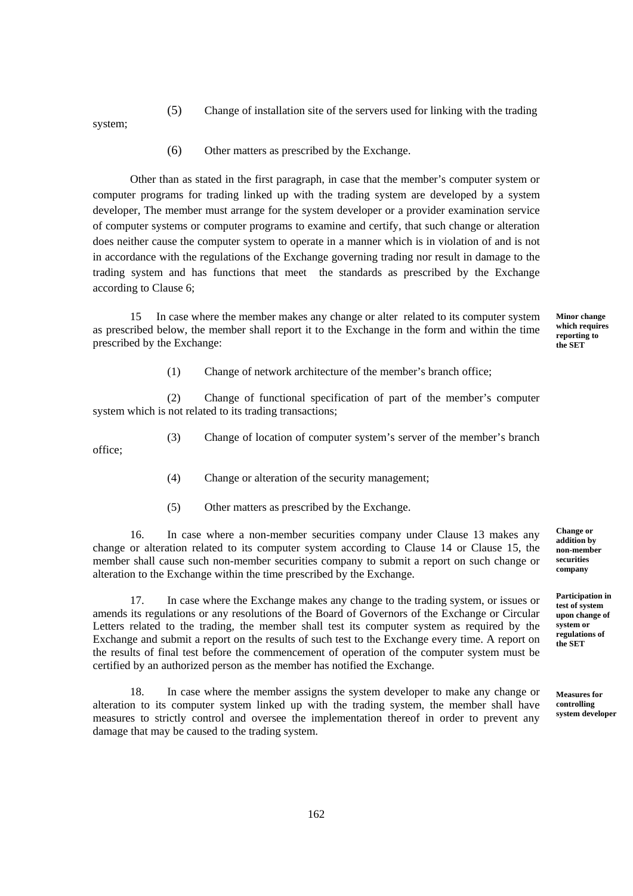(5) Change of installation site of the servers used for linking with the trading system;

(6) Other matters as prescribed by the Exchange.

Other than as stated in the first paragraph, in case that the member's computer system or computer programs for trading linked up with the trading system are developed by a system developer, The member must arrange for the system developer or a provider examination service of computer systems or computer programs to examine and certify, that such change or alteration does neither cause the computer system to operate in a manner which is in violation of and is not in accordance with the regulations of the Exchange governing trading nor result in damage to the trading system and has functions that meet the standards as prescribed by the Exchange according to Clause 6;

**Minor change which requires reporting to the SET**

15 In case where the member makes any change or alter related to its computer system as prescribed below, the member shall report it to the Exchange in the form and within the time prescribed by the Exchange:

(1) Change of network architecture of the member's branch office;

(2) Change of functional specification of part of the member's computer system which is not related to its trading transactions;

(3) Change of location of computer system's server of the member's branch office;

(4) Change or alteration of the security management;

(5) Other matters as prescribed by the Exchange.

**Change or addition by non-member securities company**

16. In case where a non-member securities company under Clause 13 makes any change or alteration related to its computer system according to Clause 14 or Clause 15, the member shall cause such non-member securities company to submit a report on such change or alteration to the Exchange within the time prescribed by the Exchange.

**Participation in test of system upon change of system or regulations of the SET**

17. In case where the Exchange makes any change to the trading system, or issues or amends its regulations or any resolutions of the Board of Governors of the Exchange or Circular Letters related to the trading, the member shall test its computer system as required by the Exchange and submit a report on the results of such test to the Exchange every time. A report on the results of final test before the commencement of operation of the computer system must be certified by an authorized person as the member has notified the Exchange.

**Measures for controlling system developer**

18. In case where the member assigns the system developer to make any change or alteration to its computer system linked up with the trading system, the member shall have measures to strictly control and oversee the implementation thereof in order to prevent any damage that may be caused to the trading system.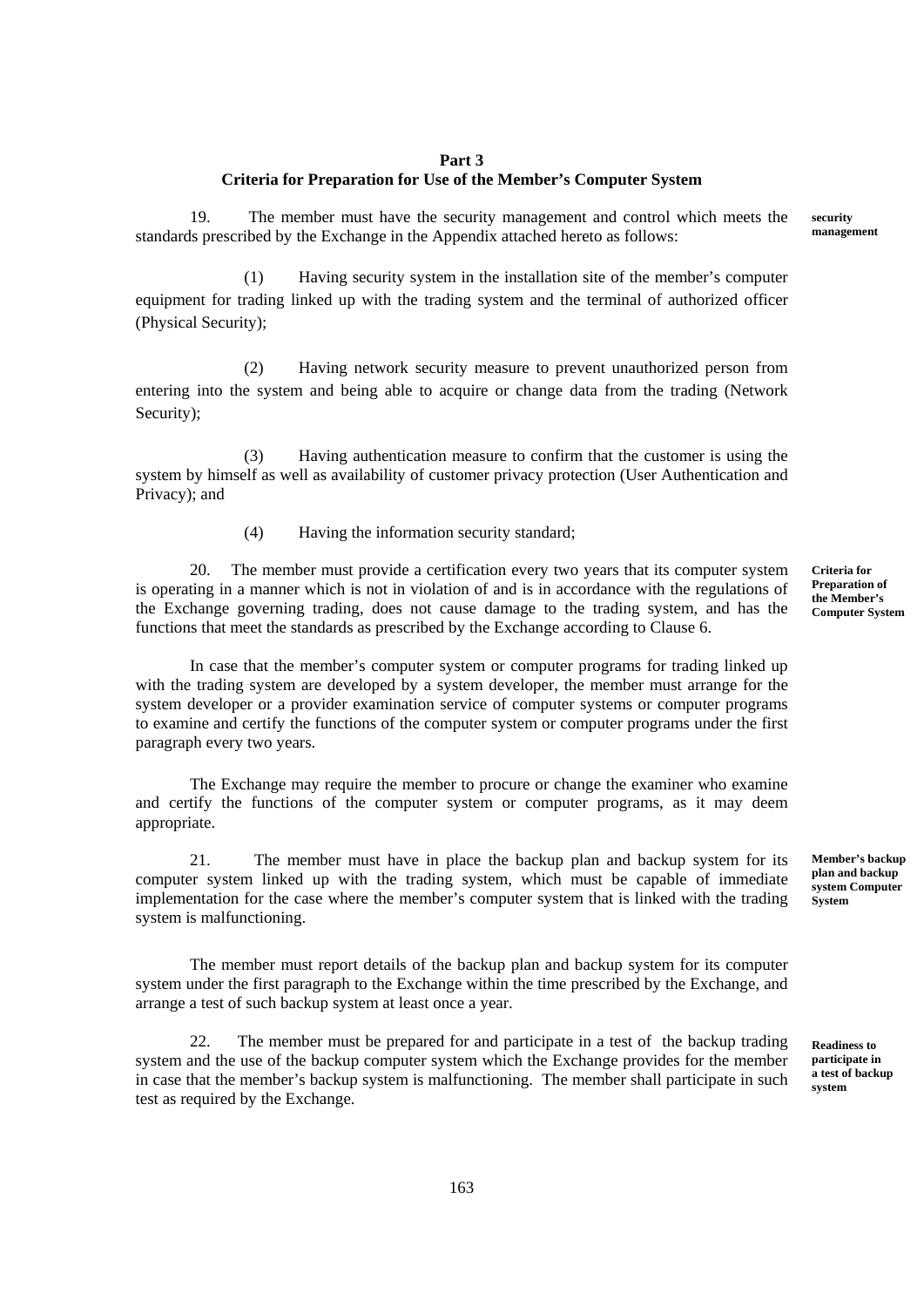## Part 3
## Criteria for Preparation for Use of the Member's Computer System

**security management**

19. The member must have the security management and control which meets the standards prescribed by the Exchange in the Appendix attached hereto as follows:

(1) Having security system in the installation site of the member's computer equipment for trading linked up with the trading system and the terminal of authorized officer (Physical Security);

(2) Having network security measure to prevent unauthorized person from entering into the system and being able to acquire or change data from the trading (Network Security);

(3) Having authentication measure to confirm that the customer is using the system by himself as well as availability of customer privacy protection (User Authentication and Privacy); and

(4) Having the information security standard;

**Criteria for Preparation of the Member's Computer System**

20. The member must provide a certification every two years that its computer system is operating in a manner which is not in violation of and is in accordance with the regulations of the Exchange governing trading, does not cause damage to the trading system, and has the functions that meet the standards as prescribed by the Exchange according to Clause 6.

In case that the member's computer system or computer programs for trading linked up with the trading system are developed by a system developer, the member must arrange for the system developer or a provider examination service of computer systems or computer programs to examine and certify the functions of the computer system or computer programs under the first paragraph every two years.

The Exchange may require the member to procure or change the examiner who examine and certify the functions of the computer system or computer programs, as it may deem appropriate.

**Member's backup plan and backup system Computer System**

21. The member must have in place the backup plan and backup system for its computer system linked up with the trading system, which must be capable of immediate implementation for the case where the member's computer system that is linked with the trading system is malfunctioning.

The member must report details of the backup plan and backup system for its computer system under the first paragraph to the Exchange within the time prescribed by the Exchange, and arrange a test of such backup system at least once a year.

**Readiness to participate in a test of backup system**

22. The member must be prepared for and participate in a test of the backup trading system and the use of the backup computer system which the Exchange provides for the member in case that the member's backup system is malfunctioning. The member shall participate in such test as required by the Exchange.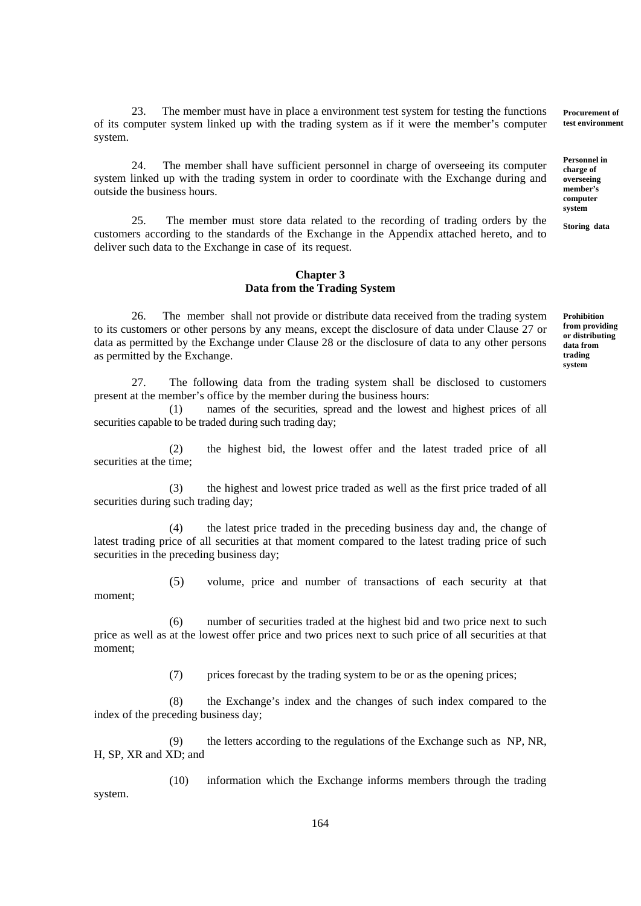23. The member must have in place a environment test system for testing the functions of its computer system linked up with the trading system as if it were the member's computer system.

**Procurement of test environment**

24. The member shall have sufficient personnel in charge of overseeing its computer system linked up with the trading system in order to coordinate with the Exchange during and outside the business hours.

**Personnel in charge of overseeing member's computer system**

25. The member must store data related to the recording of trading orders by the customers according to the standards of the Exchange in the Appendix attached hereto, and to deliver such data to the Exchange in case of its request.

**Storing data**

## Chapter 3
## Data from the Trading System

26. The member shall not provide or distribute data received from the trading system to its customers or other persons by any means, except the disclosure of data under Clause 27 or data as permitted by the Exchange under Clause 28 or the disclosure of data to any other persons as permitted by the Exchange.

**Prohibition from providing or distributing data from trading system**

27. The following data from the trading system shall be disclosed to customers present at the member's office by the member during the business hours:

(1) names of the securities, spread and the lowest and highest prices of all securities capable to be traded during such trading day;

(2) the highest bid, the lowest offer and the latest traded price of all securities at the time;

(3) the highest and lowest price traded as well as the first price traded of all securities during such trading day;

(4) the latest price traded in the preceding business day and, the change of latest trading price of all securities at that moment compared to the latest trading price of such securities in the preceding business day;

(5) volume, price and number of transactions of each security at that moment;

(6) number of securities traded at the highest bid and two price next to such price as well as at the lowest offer price and two prices next to such price of all securities at that moment;

(7) prices forecast by the trading system to be or as the opening prices;

(8) the Exchange's index and the changes of such index compared to the index of the preceding business day;

(9) the letters according to the regulations of the Exchange such as NP, NR, H, SP, XR and XD; and

(10) information which the Exchange informs members through the trading system.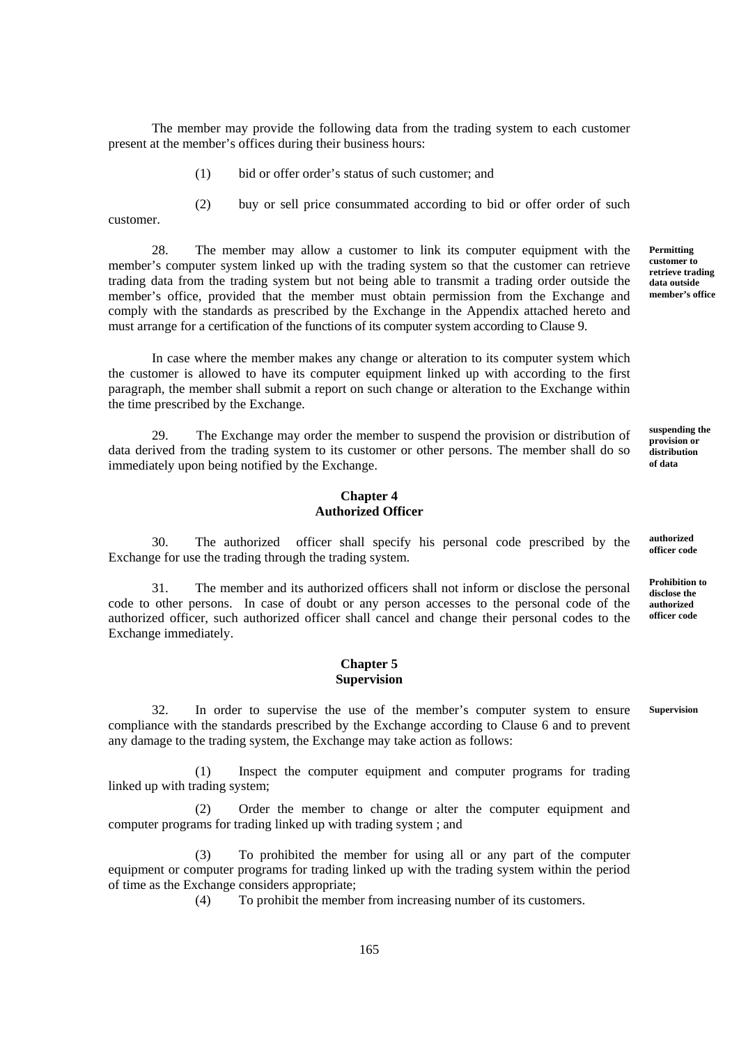The member may provide the following data from the trading system to each customer present at the member's offices during their business hours:

(1) bid or offer order's status of such customer; and

(2) buy or sell price consummated according to bid or offer order of such customer.

**Permitting customer to retrieve trading data outside member's office**

28. The member may allow a customer to link its computer equipment with the member's computer system linked up with the trading system so that the customer can retrieve trading data from the trading system but not being able to transmit a trading order outside the member's office, provided that the member must obtain permission from the Exchange and comply with the standards as prescribed by the Exchange in the Appendix attached hereto and must arrange for a certification of the functions of its computer system according to Clause 9.

In case where the member makes any change or alteration to its computer system which the customer is allowed to have its computer equipment linked up with according to the first paragraph, the member shall submit a report on such change or alteration to the Exchange within the time prescribed by the Exchange.

**suspending the provision or distribution of data**

29. The Exchange may order the member to suspend the provision or distribution of data derived from the trading system to its customer or other persons. The member shall do so immediately upon being notified by the Exchange.

## Chapter 4
## Authorized Officer

**authorized officer code**

30. The authorized officer shall specify his personal code prescribed by the Exchange for use the trading through the trading system.

**Prohibition to disclose the authorized officer code**

31. The member and its authorized officers shall not inform or disclose the personal code to other persons. In case of doubt or any person accesses to the personal code of the authorized officer, such authorized officer shall cancel and change their personal codes to the Exchange immediately.

## Chapter 5
## Supervision

**Supervision**

32. In order to supervise the use of the member's computer system to ensure compliance with the standards prescribed by the Exchange according to Clause 6 and to prevent any damage to the trading system, the Exchange may take action as follows:

(1) Inspect the computer equipment and computer programs for trading linked up with trading system;

(2) Order the member to change or alter the computer equipment and computer programs for trading linked up with trading system ; and

(3) To prohibited the member for using all or any part of the computer equipment or computer programs for trading linked up with the trading system within the period of time as the Exchange considers appropriate;

(4) To prohibit the member from increasing number of its customers.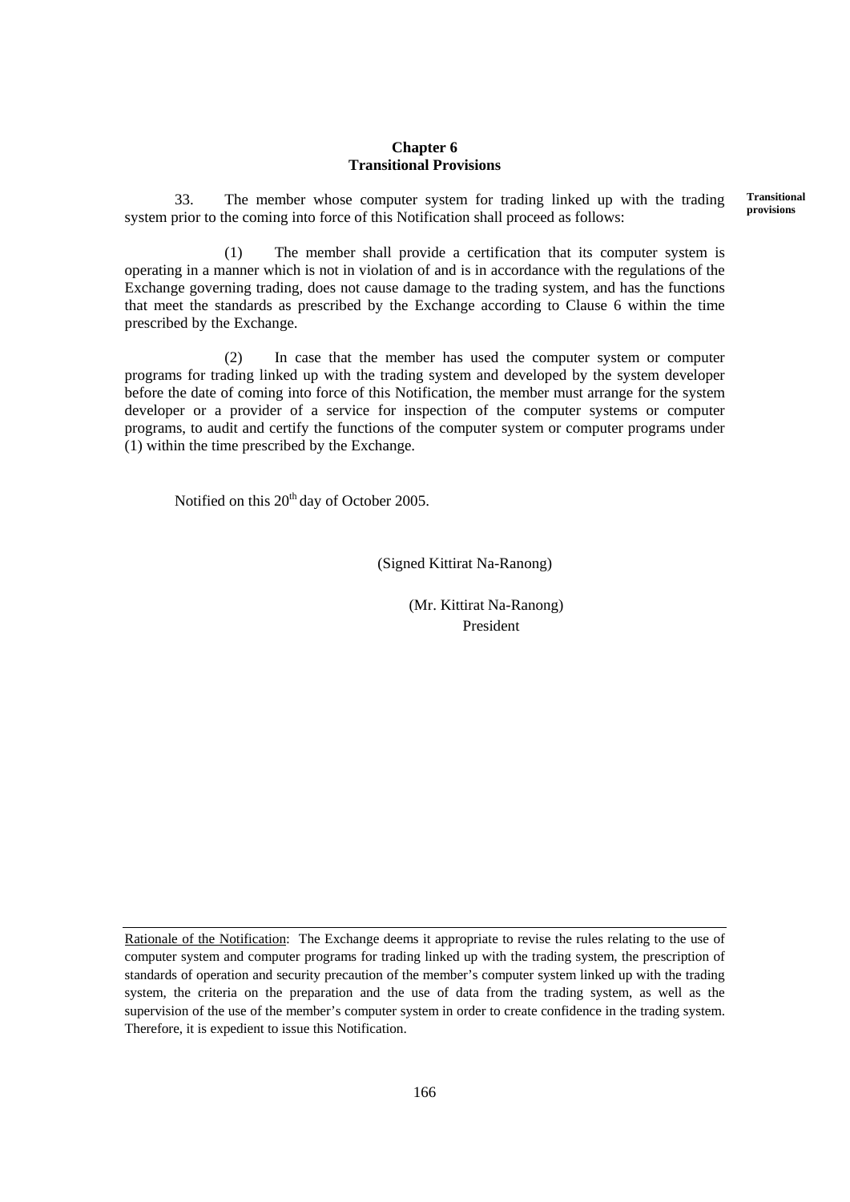## Chapter 6
## Transitional Provisions

**Transitional provisions**

33. The member whose computer system for trading linked up with the trading system prior to the coming into force of this Notification shall proceed as follows:

(1) The member shall provide a certification that its computer system is operating in a manner which is not in violation of and is in accordance with the regulations of the Exchange governing trading, does not cause damage to the trading system, and has the functions that meet the standards as prescribed by the Exchange according to Clause 6 within the time prescribed by the Exchange.

(2) In case that the member has used the computer system or computer programs for trading linked up with the trading system and developed by the system developer before the date of coming into force of this Notification, the member must arrange for the system developer or a provider of a service for inspection of the computer systems or computer programs, to audit and certify the functions of the computer system or computer programs under (1) within the time prescribed by the Exchange.

Notified on this 20th day of October 2005.

(Signed Kittirat Na-Ranong)

(Mr. Kittirat Na-Ranong)
President

---

Rationale of the Notification: The Exchange deems it appropriate to revise the rules relating to the use of computer system and computer programs for trading linked up with the trading system, the prescription of standards of operation and security precaution of the member's computer system linked up with the trading system, the criteria on the preparation and the use of data from the trading system, as well as the supervision of the use of the member's computer system in order to create confidence in the trading system. Therefore, it is expedient to issue this Notification.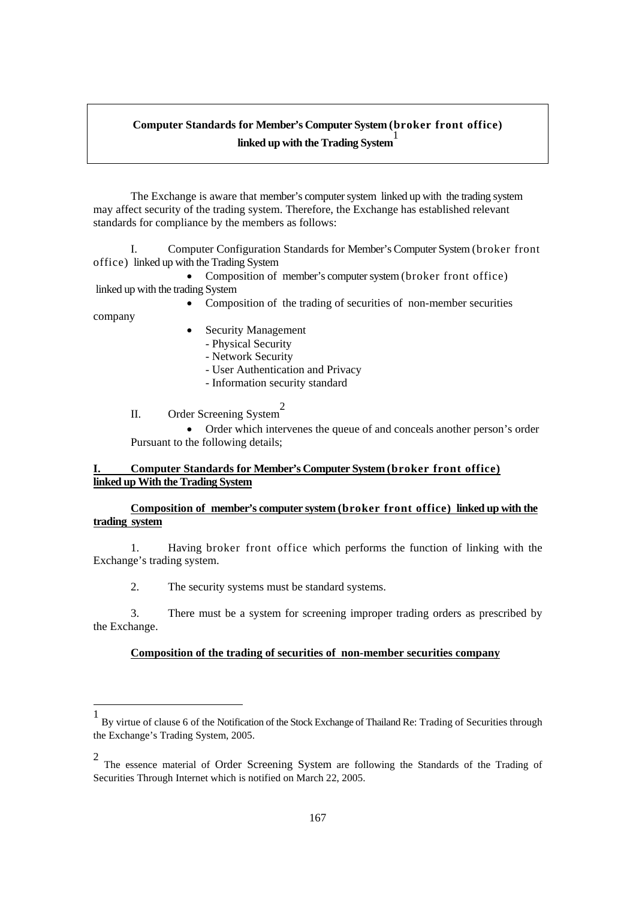**Computer Standards for Member's Computer System (broker front office) linked up with the Trading System**[1]

The Exchange is aware that member's computer system linked up with the trading system may affect security of the trading system. Therefore, the Exchange has established relevant standards for compliance by the members as follows:

I. Computer Configuration Standards for Member's Computer System (broker front office) linked up with the Trading System

- Composition of member's computer system (broker front office) linked up with the trading System
- Composition of the trading of securities of non-member securities company
- Security Management
  - Physical Security
  - Network Security
  - User Authentication and Privacy
  - Information security standard

II. Order Screening System[2]

- Order which intervenes the queue of and conceals another person's order

Pursuant to the following details;

## I. Computer Standards for Member's Computer System (broker front office) linked up With the Trading System

### Composition of member's computer system (broker front office) linked up with the trading system

1. Having broker front office which performs the function of linking with the Exchange's trading system.

2. The security systems must be standard systems.

3. There must be a system for screening improper trading orders as prescribed by the Exchange.

### Composition of the trading of securities of non-member securities company

---

[1] By virtue of clause 6 of the Notification of the Stock Exchange of Thailand Re: Trading of Securities through the Exchange's Trading System, 2005.

[2] The essence material of Order Screening System are following the Standards of the Trading of Securities Through Internet which is notified on March 22, 2005.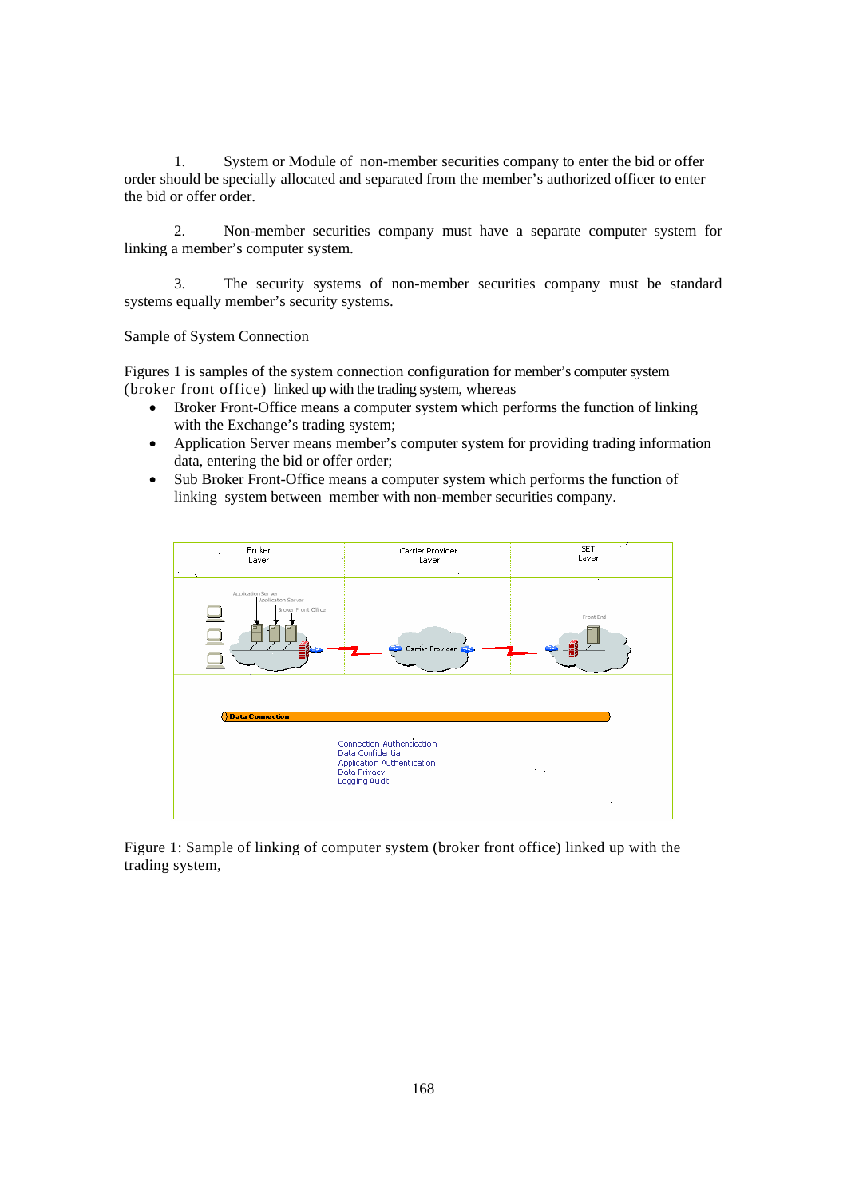1. System or Module of non-member securities company to enter the bid or offer order should be specially allocated and separated from the member's authorized officer to enter the bid or offer order.

2. Non-member securities company must have a separate computer system for linking a member's computer system.

3. The security systems of non-member securities company must be standard systems equally member's security systems.

<u>Sample of System Connection</u>

Figures 1 is samples of the system connection configuration for member's computer system (broker front office) linked up with the trading system, whereas

- Broker Front-Office means a computer system which performs the function of linking with the Exchange's trading system;
- Application Server means member's computer system for providing trading information data, entering the bid or offer order;
- Sub Broker Front-Office means a computer system which performs the function of linking system between member with non-member securities company.

Figure 1: Sample of linking of computer system (broker front office) linked up with the trading system,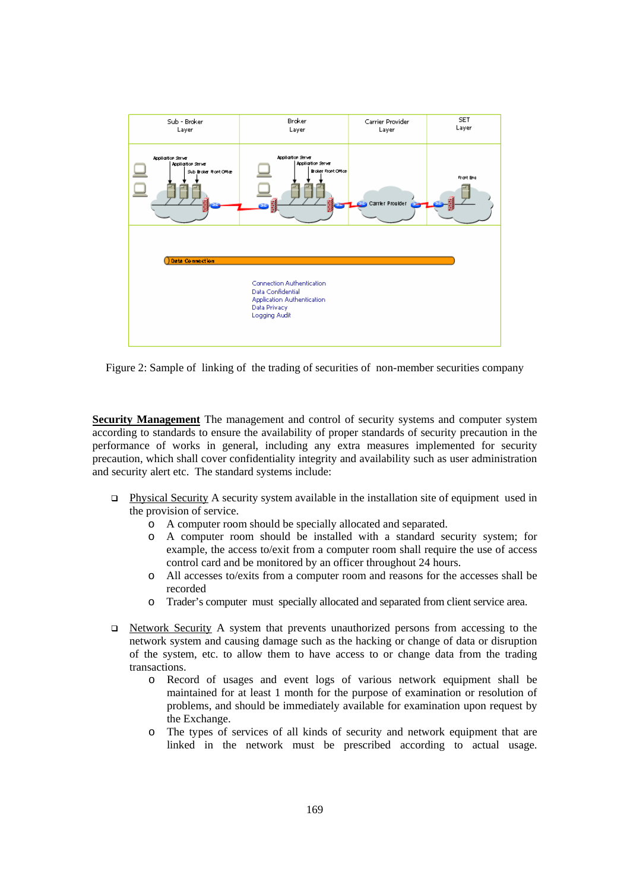Figure 2: Sample of linking of the trading of securities of non-member securities company

**Security Management** The management and control of security systems and computer system according to standards to ensure the availability of proper standards of security precaution in the performance of works in general, including any extra measures implemented for security precaution, which shall cover confidentiality integrity and availability such as user administration and security alert etc. The standard systems include:

- Physical Security A security system available in the installation site of equipment used in the provision of service.
  - A computer room should be specially allocated and separated.
  - A computer room should be installed with a standard security system; for example, the access to/exit from a computer room shall require the use of access control card and be monitored by an officer throughout 24 hours.
  - All accesses to/exits from a computer room and reasons for the accesses shall be recorded
  - Trader's computer must specially allocated and separated from client service area.

- Network Security A system that prevents unauthorized persons from accessing to the network system and causing damage such as the hacking or change of data or disruption of the system, etc. to allow them to have access to or change data from the trading transactions.
  - Record of usages and event logs of various network equipment shall be maintained for at least 1 month for the purpose of examination or resolution of problems, and should be immediately available for examination upon request by the Exchange.
  - The types of services of all kinds of security and network equipment that are linked in the network must be prescribed according to actual usage.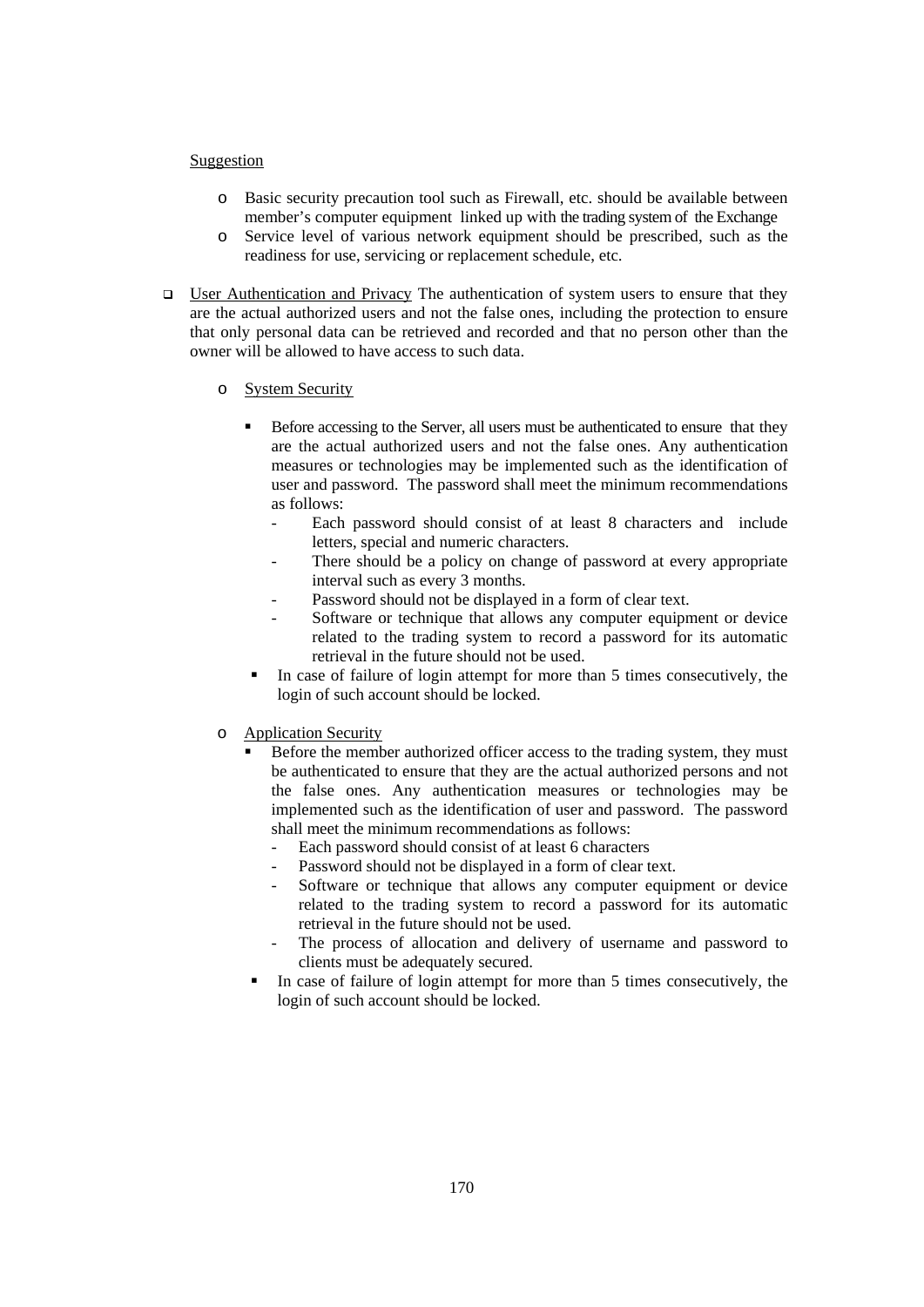Suggestion

- Basic security precaution tool such as Firewall, etc. should be available between member's computer equipment linked up with the trading system of the Exchange
- Service level of various network equipment should be prescribed, such as the readiness for use, servicing or replacement schedule, etc.

- User Authentication and Privacy The authentication of system users to ensure that they are the actual authorized users and not the false ones, including the protection to ensure that only personal data can be retrieved and recorded and that no person other than the owner will be allowed to have access to such data.

  - System Security

    - Before accessing to the Server, all users must be authenticated to ensure that they are the actual authorized users and not the false ones. Any authentication measures or technologies may be implemented such as the identification of user and password. The password shall meet the minimum recommendations as follows:
      - Each password should consist of at least 8 characters and include letters, special and numeric characters.
      - There should be a policy on change of password at every appropriate interval such as every 3 months.
      - Password should not be displayed in a form of clear text.
      - Software or technique that allows any computer equipment or device related to the trading system to record a password for its automatic retrieval in the future should not be used.
    - In case of failure of login attempt for more than 5 times consecutively, the login of such account should be locked.

  - Application Security
    - Before the member authorized officer access to the trading system, they must be authenticated to ensure that they are the actual authorized persons and not the false ones. Any authentication measures or technologies may be implemented such as the identification of user and password. The password shall meet the minimum recommendations as follows:
      - Each password should consist of at least 6 characters
      - Password should not be displayed in a form of clear text.
      - Software or technique that allows any computer equipment or device related to the trading system to record a password for its automatic retrieval in the future should not be used.
      - The process of allocation and delivery of username and password to clients must be adequately secured.
    - In case of failure of login attempt for more than 5 times consecutively, the login of such account should be locked.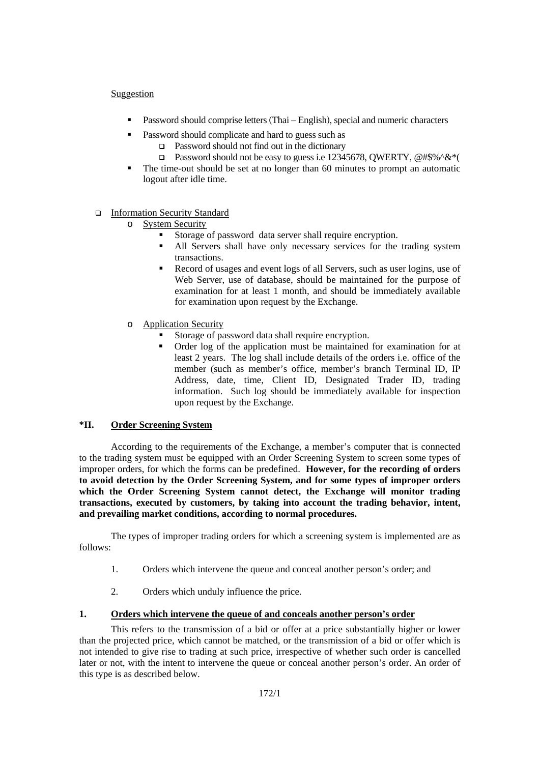Suggestion

- Password should comprise letters (Thai – English), special and numeric characters
- Password should complicate and hard to guess such as
  - Password should not find out in the dictionary
  - Password should not be easy to guess i.e 12345678, QWERTY, @#$%^&*(
- The time-out should be set at no longer than 60 minutes to prompt an automatic logout after idle time.

- Information Security Standard
  - System Security
    - Storage of password data server shall require encryption.
    - All Servers shall have only necessary services for the trading system transactions.
    - Record of usages and event logs of all Servers, such as user logins, use of Web Server, use of database, should be maintained for the purpose of examination for at least 1 month, and should be immediately available for examination upon request by the Exchange.
  - Application Security
    - Storage of password data shall require encryption.
    - Order log of the application must be maintained for examination for at least 2 years. The log shall include details of the orders i.e. office of the member (such as member's office, member's branch Terminal ID, IP Address, date, time, Client ID, Designated Trader ID, trading information. Such log should be immediately available for inspection upon request by the Exchange.

## *II. Order Screening System

According to the requirements of the Exchange, a member's computer that is connected to the trading system must be equipped with an Order Screening System to screen some types of improper orders, for which the forms can be predefined. **However, for the recording of orders to avoid detection by the Order Screening System, and for some types of improper orders which the Order Screening System cannot detect, the Exchange will monitor trading transactions, executed by customers, by taking into account the trading behavior, intent, and prevailing market conditions, according to normal procedures.**

The types of improper trading orders for which a screening system is implemented are as follows:

1. Orders which intervene the queue and conceal another person's order; and
2. Orders which unduly influence the price.

### 1. Orders which intervene the queue of and conceals another person's order

This refers to the transmission of a bid or offer at a price substantially higher or lower than the projected price, which cannot be matched, or the transmission of a bid or offer which is not intended to give rise to trading at such price, irrespective of whether such order is cancelled later or not, with the intent to intervene the queue or conceal another person's order. An order of this type is as described below.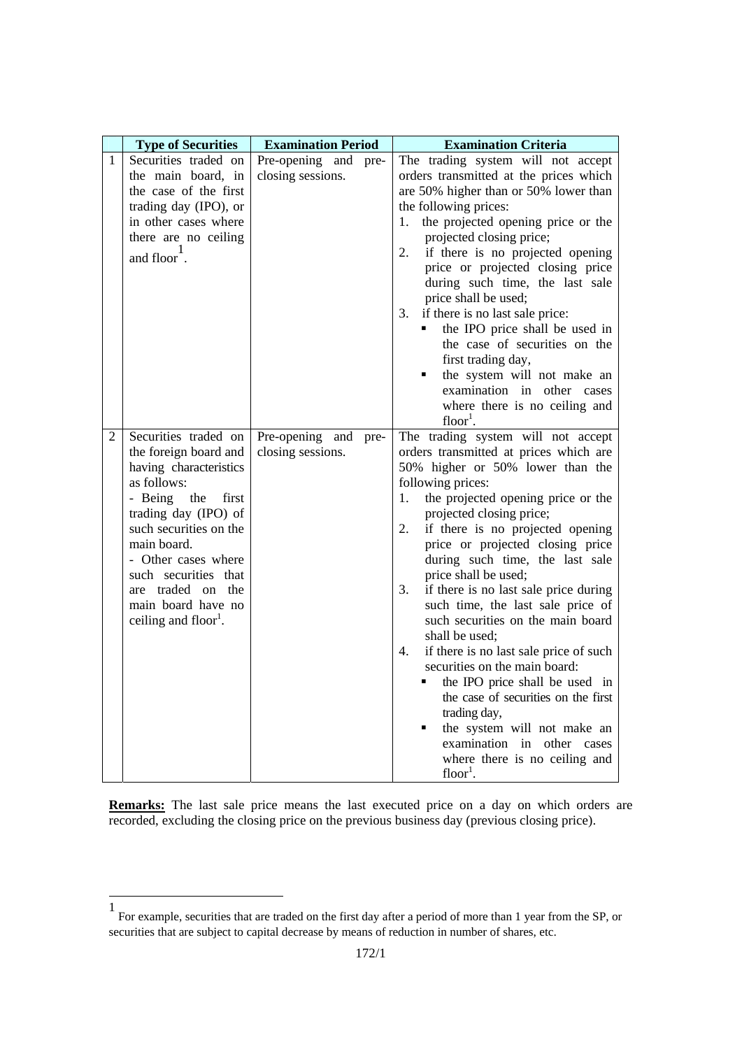| | Type of Securities | Examination Period | Examination Criteria |
|---|---|---|---|
| 1 | Securities traded on the main board, in the case of the first trading day (IPO), or in other cases where there are no ceiling and floor[1]. | Pre-opening and pre-closing sessions. | The trading system will not accept orders transmitted at the prices which are 50% higher than or 50% lower than the following prices:<br>1. the projected opening price or the projected closing price;<br>2. if there is no projected opening price or projected closing price during such time, the last sale price shall be used;<br>3. if there is no last sale price:<br>▪ the IPO price shall be used in the case of securities on the first trading day,<br>▪ the system will not make an examination in other cases where there is no ceiling and floor[1]. |
| 2 | Securities traded on the foreign board and having characteristics as follows:<br>- Being the first trading day (IPO) of such securities on the main board.<br>- Other cases where such securities that are traded on the main board have no ceiling and floor[1]. | Pre-opening and pre-closing sessions. | The trading system will not accept orders transmitted at prices which are 50% higher or 50% lower than the following prices:<br>1. the projected opening price or the projected closing price;<br>2. if there is no projected opening price or projected closing price during such time, the last sale price shall be used;<br>3. if there is no last sale price during such time, the last sale price of such securities on the main board shall be used;<br>4. if there is no last sale price of such securities on the main board:<br>▪ the IPO price shall be used in the case of securities on the first trading day,<br>▪ the system will not make an examination in other cases where there is no ceiling and floor[1]. |

**Remarks:** The last sale price means the last executed price on a day on which orders are recorded, excluding the closing price on the previous business day (previous closing price).

[1] For example, securities that are traded on the first day after a period of more than 1 year from the SP, or securities that are subject to capital decrease by means of reduction in number of shares, etc.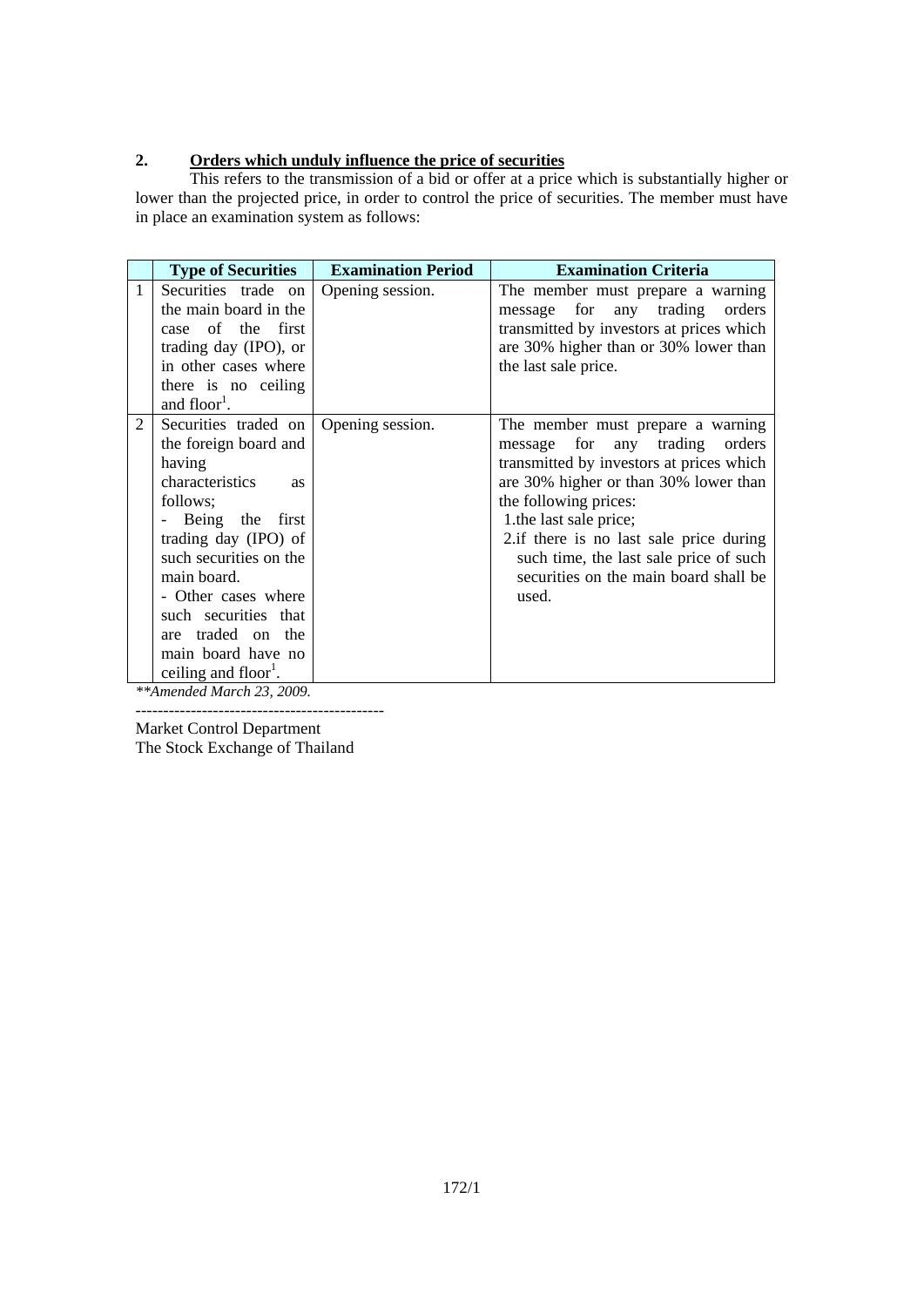## 2. Orders which unduly influence the price of securities

This refers to the transmission of a bid or offer at a price which is substantially higher or lower than the projected price, in order to control the price of securities. The member must have in place an examination system as follows:

| | Type of Securities | Examination Period | Examination Criteria |
|---|---|---|---|
| 1 | Securities trade on the main board in the case of the first trading day (IPO), or in other cases where there is no ceiling and floor[1]. | Opening session. | The member must prepare a warning message for any trading orders transmitted by investors at prices which are 30% higher than or 30% lower than the last sale price. |
| 2 | Securities traded on the foreign board and having characteristics as follows;<br>- Being the first trading day (IPO) of such securities on the main board.<br>- Other cases where such securities that are traded on the main board have no ceiling and floor[1]. | Opening session. | The member must prepare a warning message for any trading orders transmitted by investors at prices which are 30% higher or than 30% lower than the following prices:<br>1.the last sale price;<br>2.if there is no last sale price during such time, the last sale price of such securities on the main board shall be used. |

*\*\*Amended March 23, 2009.*

---

Market Control Department
The Stock Exchange of Thailand